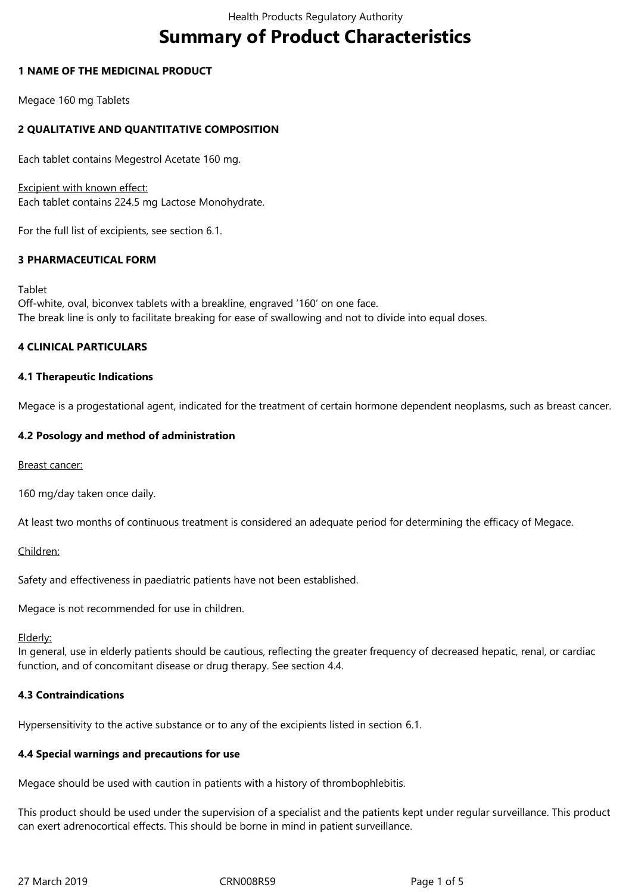# Summary of Product Characteristics

## 1 NAME OF THE MEDICINAL PRODUCT

Megace 160 mg Tablets

## 2 QUALITATIVE AND QUANTITATIVE COMPOSITION

Each tablet contains Megestrol Acetate 160 mg.

Excipient with known effect:
Each tablet contains 224.5 mg Lactose Monohydrate.

For the full list of excipients, see section 6.1.

## 3 PHARMACEUTICAL FORM

Tablet
Off-white, oval, biconvex tablets with a breakline, engraved '160' on one face.
The break line is only to facilitate breaking for ease of swallowing and not to divide into equal doses.

## 4 CLINICAL PARTICULARS

### 4.1 Therapeutic Indications

Megace is a progestational agent, indicated for the treatment of certain hormone dependent neoplasms, such as breast cancer.

### 4.2 Posology and method of administration

Breast cancer:

160 mg/day taken once daily.

At least two months of continuous treatment is considered an adequate period for determining the efficacy of Megace.

Children:

Safety and effectiveness in paediatric patients have not been established.

Megace is not recommended for use in children.

Elderly:
In general, use in elderly patients should be cautious, reflecting the greater frequency of decreased hepatic, renal, or cardiac function, and of concomitant disease or drug therapy. See section 4.4.

### 4.3 Contraindications

Hypersensitivity to the active substance or to any of the excipients listed in section 6.1.

### 4.4 Special warnings and precautions for use

Megace should be used with caution in patients with a history of thrombophlebitis.

This product should be used under the supervision of a specialist and the patients kept under regular surveillance. This product can exert adrenocortical effects. This should be borne in mind in patient surveillance.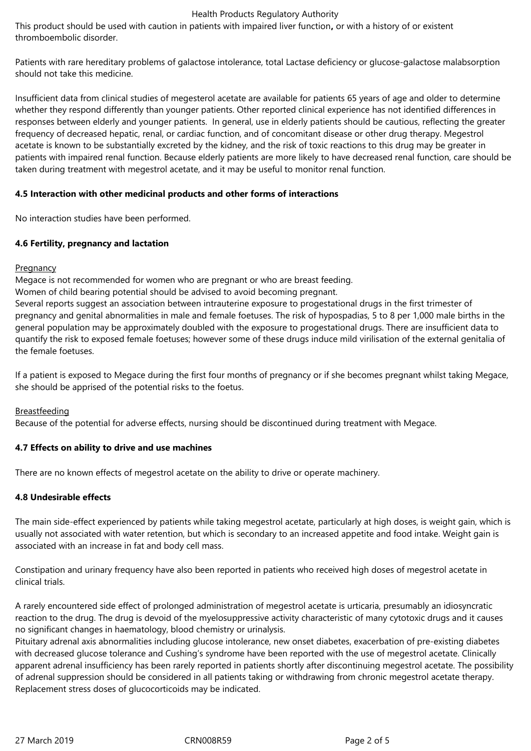This product should be used with caution in patients with impaired liver function**,** or with a history of or existent thromboembolic disorder.

Patients with rare hereditary problems of galactose intolerance, total Lactase deficiency or glucose-galactose malabsorption should not take this medicine.

Insufficient data from clinical studies of megesterol acetate are available for patients 65 years of age and older to determine whether they respond differently than younger patients. Other reported clinical experience has not identified differences in responses between elderly and younger patients. In general, use in elderly patients should be cautious, reflecting the greater frequency of decreased hepatic, renal, or cardiac function, and of concomitant disease or other drug therapy. Megestrol acetate is known to be substantially excreted by the kidney, and the risk of toxic reactions to this drug may be greater in patients with impaired renal function. Because elderly patients are more likely to have decreased renal function, care should be taken during treatment with megestrol acetate, and it may be useful to monitor renal function.

**4.5 Interaction with other medicinal products and other forms of interactions**

No interaction studies have been performed.

**4.6 Fertility, pregnancy and lactation**

Pregnancy

Megace is not recommended for women who are pregnant or who are breast feeding.
Women of child bearing potential should be advised to avoid becoming pregnant.
Several reports suggest an association between intrauterine exposure to progestational drugs in the first trimester of pregnancy and genital abnormalities in male and female foetuses. The risk of hypospadias, 5 to 8 per 1,000 male births in the general population may be approximately doubled with the exposure to progestational drugs. There are insufficient data to quantify the risk to exposed female foetuses; however some of these drugs induce mild virilisation of the external genitalia of the female foetuses.

If a patient is exposed to Megace during the first four months of pregnancy or if she becomes pregnant whilst taking Megace, she should be apprised of the potential risks to the foetus.

Breastfeeding

Because of the potential for adverse effects, nursing should be discontinued during treatment with Megace.

**4.7 Effects on ability to drive and use machines**

There are no known effects of megestrol acetate on the ability to drive or operate machinery.

**4.8 Undesirable effects**

The main side-effect experienced by patients while taking megestrol acetate, particularly at high doses, is weight gain, which is usually not associated with water retention, but which is secondary to an increased appetite and food intake. Weight gain is associated with an increase in fat and body cell mass.

Constipation and urinary frequency have also been reported in patients who received high doses of megestrol acetate in clinical trials.

A rarely encountered side effect of prolonged administration of megestrol acetate is urticaria, presumably an idiosyncratic reaction to the drug. The drug is devoid of the myelosuppressive activity characteristic of many cytotoxic drugs and it causes no significant changes in haematology, blood chemistry or urinalysis.
Pituitary adrenal axis abnormalities including glucose intolerance, new onset diabetes, exacerbation of pre-existing diabetes with decreased glucose tolerance and Cushing's syndrome have been reported with the use of megestrol acetate. Clinically apparent adrenal insufficiency has been rarely reported in patients shortly after discontinuing megestrol acetate. The possibility of adrenal suppression should be considered in all patients taking or withdrawing from chronic megestrol acetate therapy. Replacement stress doses of glucocorticoids may be indicated.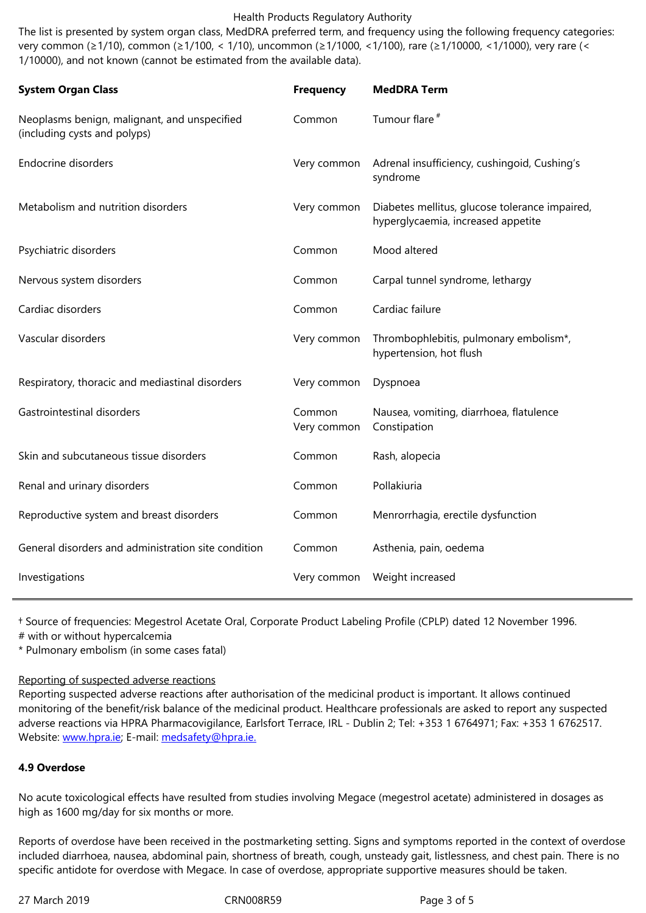The list is presented by system organ class, MedDRA preferred term, and frequency using the following frequency categories: very common (≥1/10), common (≥1/100, < 1/10), uncommon (≥1/1000, <1/100), rare (≥1/10000, <1/1000), very rare (< 1/10000), and not known (cannot be estimated from the available data).

| System Organ Class | Frequency | MedDRA Term |
| --- | --- | --- |
| Neoplasms benign, malignant, and unspecified (including cysts and polyps) | Common | Tumour flare # |
| Endocrine disorders | Very common | Adrenal insufficiency, cushingoid, Cushing's syndrome |
| Metabolism and nutrition disorders | Very common | Diabetes mellitus, glucose tolerance impaired, hyperglycaemia, increased appetite |
| Psychiatric disorders | Common | Mood altered |
| Nervous system disorders | Common | Carpal tunnel syndrome, lethargy |
| Cardiac disorders | Common | Cardiac failure |
| Vascular disorders | Very common | Thrombophlebitis, pulmonary embolism*, hypertension, hot flush |
| Respiratory, thoracic and mediastinal disorders | Very common | Dyspnoea |
| Gastrointestinal disorders | Common<br>Very common | Nausea, vomiting, diarrhoea, flatulence<br>Constipation |
| Skin and subcutaneous tissue disorders | Common | Rash, alopecia |
| Renal and urinary disorders | Common | Pollakiuria |
| Reproductive system and breast disorders | Common | Menrorrhagia, erectile dysfunction |
| General disorders and administration site condition | Common | Asthenia, pain, oedema |
| Investigations | Very common | Weight increased |

† Source of frequencies: Megestrol Acetate Oral, Corporate Product Labeling Profile (CPLP) dated 12 November 1996.
# with or without hypercalcemia
* Pulmonary embolism (in some cases fatal)

Reporting of suspected adverse reactions
Reporting suspected adverse reactions after authorisation of the medicinal product is important. It allows continued monitoring of the benefit/risk balance of the medicinal product. Healthcare professionals are asked to report any suspected adverse reactions via HPRA Pharmacovigilance, Earlsfort Terrace, IRL - Dublin 2; Tel: +353 1 6764971; Fax: +353 1 6762517. Website: www.hpra.ie; E-mail: medsafety@hpra.ie.

**4.9 Overdose**

No acute toxicological effects have resulted from studies involving Megace (megestrol acetate) administered in dosages as high as 1600 mg/day for six months or more.

Reports of overdose have been received in the postmarketing setting. Signs and symptoms reported in the context of overdose included diarrhoea, nausea, abdominal pain, shortness of breath, cough, unsteady gait, listlessness, and chest pain. There is no specific antidote for overdose with Megace. In case of overdose, appropriate supportive measures should be taken.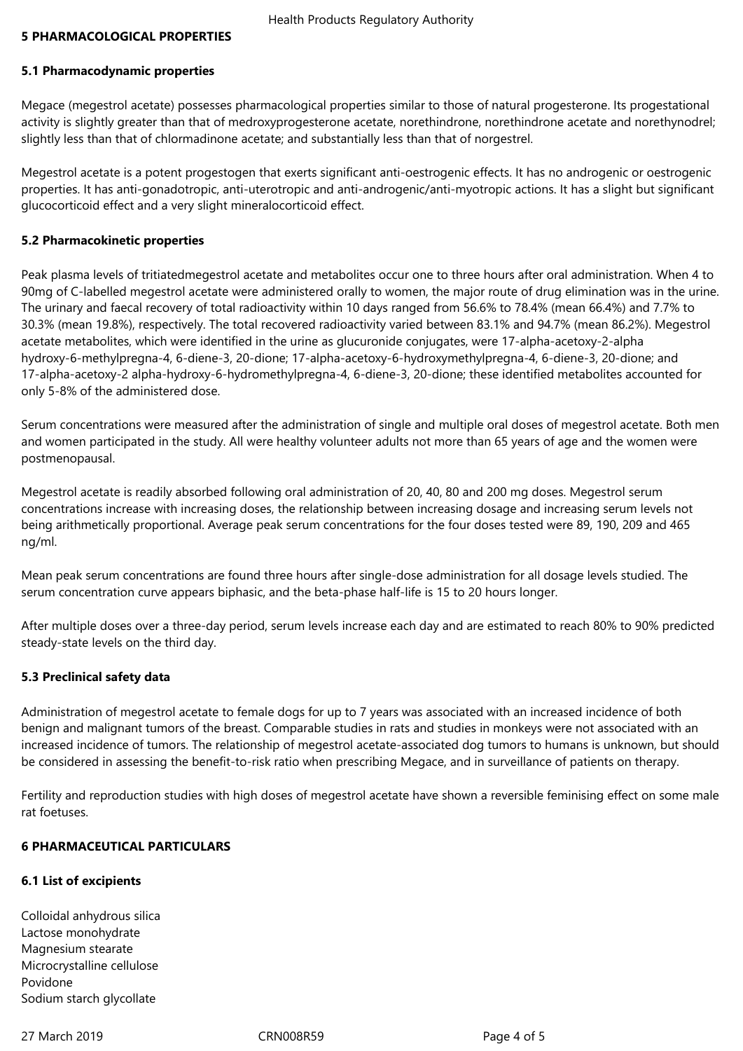## 5 PHARMACOLOGICAL PROPERTIES

### 5.1 Pharmacodynamic properties

Megace (megestrol acetate) possesses pharmacological properties similar to those of natural progesterone. Its progestational activity is slightly greater than that of medroxyprogesterone acetate, norethindrone, norethindrone acetate and norethynodrel; slightly less than that of chlormadinone acetate; and substantially less than that of norgestrel.

Megestrol acetate is a potent progestogen that exerts significant anti-oestrogenic effects. It has no androgenic or oestrogenic properties. It has anti-gonadotropic, anti-uterotropic and anti-androgenic/anti-myotropic actions. It has a slight but significant glucocorticoid effect and a very slight mineralocorticoid effect.

### 5.2 Pharmacokinetic properties

Peak plasma levels of tritiatedmegestrol acetate and metabolites occur one to three hours after oral administration. When 4 to 90mg of C-labelled megestrol acetate were administered orally to women, the major route of drug elimination was in the urine. The urinary and faecal recovery of total radioactivity within 10 days ranged from 56.6% to 78.4% (mean 66.4%) and 7.7% to 30.3% (mean 19.8%), respectively. The total recovered radioactivity varied between 83.1% and 94.7% (mean 86.2%). Megestrol acetate metabolites, which were identified in the urine as glucuronide conjugates, were 17-alpha-acetoxy-2-alpha hydroxy-6-methylpregna-4, 6-diene-3, 20-dione; 17-alpha-acetoxy-6-hydroxymethylpregna-4, 6-diene-3, 20-dione; and 17-alpha-acetoxy-2 alpha-hydroxy-6-hydromethylpregna-4, 6-diene-3, 20-dione; these identified metabolites accounted for only 5-8% of the administered dose.

Serum concentrations were measured after the administration of single and multiple oral doses of megestrol acetate. Both men and women participated in the study. All were healthy volunteer adults not more than 65 years of age and the women were postmenopausal.

Megestrol acetate is readily absorbed following oral administration of 20, 40, 80 and 200 mg doses. Megestrol serum concentrations increase with increasing doses, the relationship between increasing dosage and increasing serum levels not being arithmetically proportional. Average peak serum concentrations for the four doses tested were 89, 190, 209 and 465 ng/ml.

Mean peak serum concentrations are found three hours after single-dose administration for all dosage levels studied. The serum concentration curve appears biphasic, and the beta-phase half-life is 15 to 20 hours longer.

After multiple doses over a three-day period, serum levels increase each day and are estimated to reach 80% to 90% predicted steady-state levels on the third day.

### 5.3 Preclinical safety data

Administration of megestrol acetate to female dogs for up to 7 years was associated with an increased incidence of both benign and malignant tumors of the breast. Comparable studies in rats and studies in monkeys were not associated with an increased incidence of tumors. The relationship of megestrol acetate-associated dog tumors to humans is unknown, but should be considered in assessing the benefit-to-risk ratio when prescribing Megace, and in surveillance of patients on therapy.

Fertility and reproduction studies with high doses of megestrol acetate have shown a reversible feminising effect on some male rat foetuses.

## 6 PHARMACEUTICAL PARTICULARS

### 6.1 List of excipients

Colloidal anhydrous silica
Lactose monohydrate
Magnesium stearate
Microcrystalline cellulose
Povidone
Sodium starch glycollate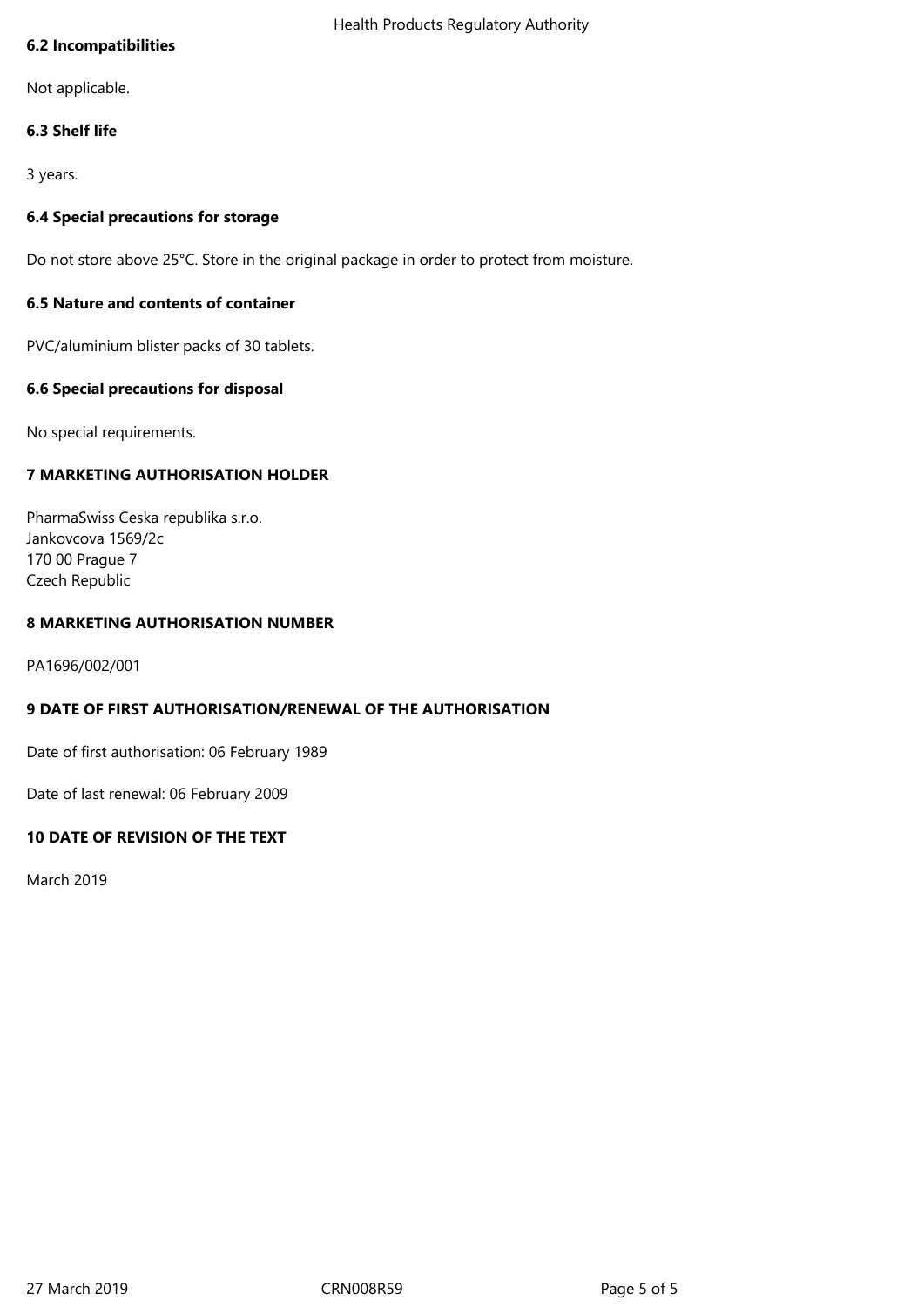### 6.2 Incompatibilities

Not applicable.

### 6.3 Shelf life

3 years.

### 6.4 Special precautions for storage

Do not store above 25°C. Store in the original package in order to protect from moisture.

### 6.5 Nature and contents of container

PVC/aluminium blister packs of 30 tablets.

### 6.6 Special precautions for disposal

No special requirements.

## 7 MARKETING AUTHORISATION HOLDER

PharmaSwiss Ceska republika s.r.o.
Jankovcova 1569/2c
170 00 Prague 7
Czech Republic

## 8 MARKETING AUTHORISATION NUMBER

PA1696/002/001

## 9 DATE OF FIRST AUTHORISATION/RENEWAL OF THE AUTHORISATION

Date of first authorisation: 06 February 1989

Date of last renewal: 06 February 2009

## 10 DATE OF REVISION OF THE TEXT

March 2019